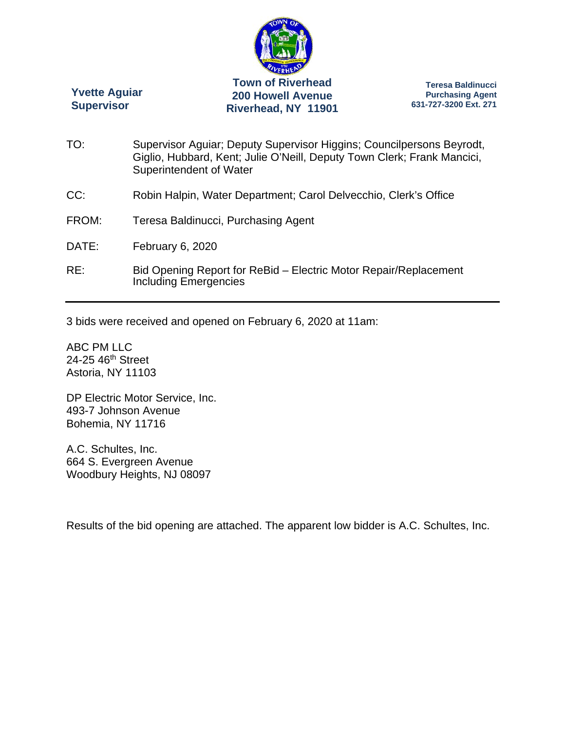**Yvette Aguiar**
**Supervisor**

**Town of Riverhead**
**200 Howell Avenue**
**Riverhead, NY 11901**

**Teresa Baldinucci**
**Purchasing Agent**
**631-727-3200 Ext. 271**

TO: Supervisor Aguiar; Deputy Supervisor Higgins; Councilpersons Beyrodt, Giglio, Hubbard, Kent; Julie O'Neill, Deputy Town Clerk; Frank Mancici, Superintendent of Water

CC: Robin Halpin, Water Department; Carol Delvecchio, Clerk's Office

FROM: Teresa Baldinucci, Purchasing Agent

DATE: February 6, 2020

RE: Bid Opening Report for ReBid – Electric Motor Repair/Replacement Including Emergencies

---

3 bids were received and opened on February 6, 2020 at 11am:

ABC PM LLC
24-25 46th Street
Astoria, NY 11103

DP Electric Motor Service, Inc.
493-7 Johnson Avenue
Bohemia, NY 11716

A.C. Schultes, Inc.
664 S. Evergreen Avenue
Woodbury Heights, NJ 08097

Results of the bid opening are attached. The apparent low bidder is A.C. Schultes, Inc.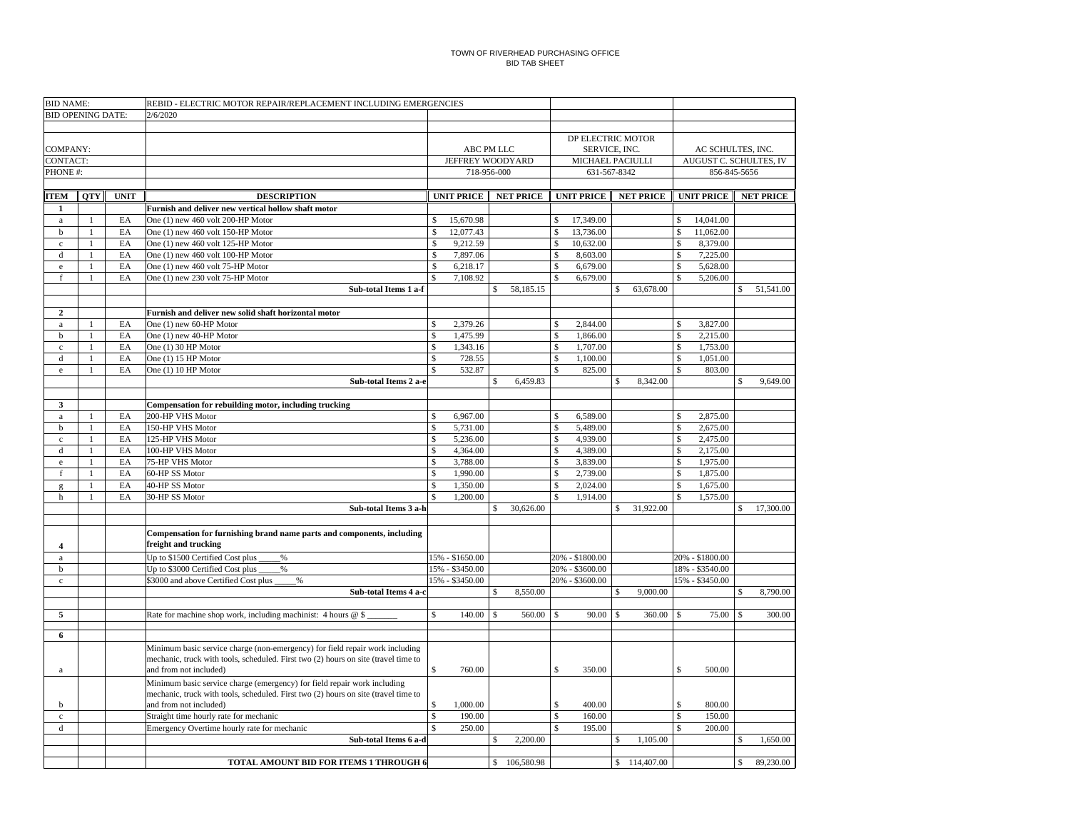TOWN OF RIVERHEAD PURCHASING OFFICE
BID TAB SHEET

| | | | | | | | | | |
|---|---|---|---|---|---|---|---|---|---|
| BID NAME: | | | REBID - ELECTRIC MOTOR REPAIR/REPLACEMENT INCLUDING EMERGENCIES | | | | | | |
| BID OPENING DATE: | | | 2/6/2020 | | | | | | |
| COMPANY: | | | | ABC PM LLC | | DP ELECTRIC MOTOR SERVICE, INC. | | AC SCHULTES, INC. | |
| CONTACT: | | | | JEFFREY WOODYARD | | MICHAEL PACIULLI | | AUGUST C. SCHULTES, IV | |
| PHONE #: | | | | 718-956-000 | | 631-567-8342 | | 856-845-5656 | |
| **ITEM** | **QTY** | **UNIT** | **DESCRIPTION** | **UNIT PRICE** | **NET PRICE** | **UNIT PRICE** | **NET PRICE** | **UNIT PRICE** | **NET PRICE** |
| **1** | | | **Furnish and deliver new vertical hollow shaft motor** | | | | | | |
| a | 1 | EA | One (1) new 460 volt 200-HP Motor | $ 15,670.98 | | $ 17,349.00 | | $ 14,041.00 | |
| b | 1 | EA | One (1) new 460 volt 150-HP Motor | $ 12,077.43 | | $ 13,736.00 | | $ 11,062.00 | |
| c | 1 | EA | One (1) new 460 volt 125-HP Motor | $ 9,212.59 | | $ 10,632.00 | | $ 8,379.00 | |
| d | 1 | EA | One (1) new 460 volt 100-HP Motor | $ 7,897.06 | | $ 8,603.00 | | $ 7,225.00 | |
| e | 1 | EA | One (1) new 460 volt 75-HP Motor | $ 6,218.17 | | $ 6,679.00 | | $ 5,628.00 | |
| f | 1 | EA | One (1) new 230 volt 75-HP Motor | $ 7,108.92 | | $ 6,679.00 | | $ 5,206.00 | |
| | | | **Sub-total Items 1 a-f** | | $ 58,185.15 | | $ 63,678.00 | | $ 51,541.00 |
| **2** | | | **Furnish and deliver new solid shaft horizontal motor** | | | | | | |
| a | 1 | EA | One (1) new 60-HP Motor | $ 2,379.26 | | $ 2,844.00 | | $ 3,827.00 | |
| b | 1 | EA | One (1) new 40-HP Motor | $ 1,475.99 | | $ 1,866.00 | | $ 2,215.00 | |
| c | 1 | EA | One (1) 30 HP Motor | $ 1,343.16 | | $ 1,707.00 | | $ 1,753.00 | |
| d | 1 | EA | One (1) 15 HP Motor | $ 728.55 | | $ 1,100.00 | | $ 1,051.00 | |
| e | 1 | EA | One (1) 10 HP Motor | $ 532.87 | | $ 825.00 | | $ 803.00 | |
| | | | **Sub-total Items 2 a-e** | | $ 6,459.83 | | $ 8,342.00 | | $ 9,649.00 |
| **3** | | | **Compensation for rebuilding motor, including trucking** | | | | | | |
| a | 1 | EA | 200-HP VHS Motor | $ 6,967.00 | | $ 6,589.00 | | $ 2,875.00 | |
| b | 1 | EA | 150-HP VHS Motor | $ 5,731.00 | | $ 5,489.00 | | $ 2,675.00 | |
| c | 1 | EA | 125-HP VHS Motor | $ 5,236.00 | | $ 4,939.00 | | $ 2,475.00 | |
| d | 1 | EA | 100-HP VHS Motor | $ 4,364.00 | | $ 4,389.00 | | $ 2,175.00 | |
| e | 1 | EA | 75-HP VHS Motor | $ 3,788.00 | | $ 3,839.00 | | $ 1,975.00 | |
| f | 1 | EA | 60-HP SS Motor | $ 1,990.00 | | $ 2,739.00 | | $ 1,875.00 | |
| g | 1 | EA | 40-HP SS Motor | $ 1,350.00 | | $ 2,024.00 | | $ 1,675.00 | |
| h | 1 | EA | 30-HP SS Motor | $ 1,200.00 | | $ 1,914.00 | | $ 1,575.00 | |
| | | | **Sub-total Items 3 a-h** | | $ 30,626.00 | | $ 31,922.00 | | $ 17,300.00 |
| **4** | | | **Compensation for furnishing brand name parts and components, including freight and trucking** | | | | | | |
| a | | | Up to $1500 Certified Cost plus _____% | 15% - $1650.00 | | 20% - $1800.00 | | 20% - $1800.00 | |
| b | | | Up to $3000 Certified Cost plus _____% | 15% - $3450.00 | | 20% - $3600.00 | | 18% - $3540.00 | |
| c | | | $3000 and above Certified Cost plus _____% | 15% - $3450.00 | | 20% - $3600.00 | | 15% - $3450.00 | |
| | | | **Sub-total Items 4 a-c** | | $ 8,550.00 | | $ 9,000.00 | | $ 8,790.00 |
| **5** | | | Rate for machine shop work, including machinist: 4 hours @ $ _______ | $ 140.00 | $ 560.00 | $ 90.00 | $ 360.00 | $ 75.00 | $ 300.00 |
| **6** | | | | | | | | | |
| a | | | Minimum basic service charge (non-emergency) for field repair work including mechanic, truck with tools, scheduled. First two (2) hours on site (travel time to and from not included) | $ 760.00 | | $ 350.00 | | $ 500.00 | |
| b | | | Minimum basic service charge (emergency) for field repair work including mechanic, truck with tools, scheduled. First two (2) hours on site (travel time to and from not included) | $ 1,000.00 | | $ 400.00 | | $ 800.00 | |
| c | | | Straight time hourly rate for mechanic | $ 190.00 | | $ 160.00 | | $ 150.00 | |
| d | | | Emergency Overtime hourly rate for mechanic | $ 250.00 | | $ 195.00 | | $ 200.00 | |
| | | | **Sub-total Items 6 a-d** | | $ 2,200.00 | | $ 1,105.00 | | $ 1,650.00 |
| | | | **TOTAL AMOUNT BID FOR ITEMS 1 THROUGH 6** | | $ 106,580.98 | | $ 114,407.00 | | $ 89,230.00 |